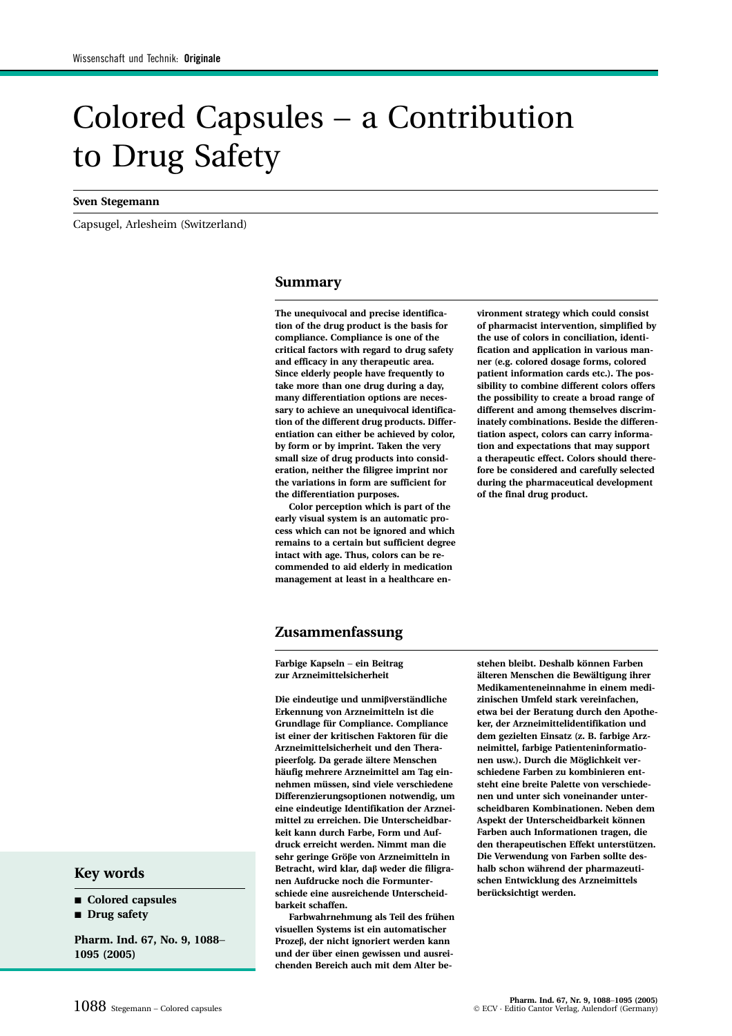# Colored Capsules – a Contribution to Drug Safety

**Sven Stegemann**

Capsugel, Arlesheim (Switzerland)

## Summary

**The unequivocal and precise identification of the drug product is the basis for compliance. Compliance is one of the critical factors with regard to drug safety and efficacy in any therapeutic area. Since elderly people have frequently to take more than one drug during a day, many differentiation options are necessary to achieve an unequivocal identification of the different drug products. Differentiation can either be achieved by color, by form or by imprint. Taken the very small size of drug products into consideration, neither the filigree imprint nor the variations in form are sufficient for the differentiation purposes.**

**Color perception which is part of the early visual system is an automatic process which can not be ignored and which remains to a certain but sufficient degree intact with age. Thus, colors can be recommended to aid elderly in medication management at least in a healthcare environment strategy which could consist of pharmacist intervention, simplified by the use of colors in conciliation, identification and application in various manner (e.g. colored dosage forms, colored patient information cards etc.). The possibility to combine different colors offers the possibility to create a broad range of different and among themselves discriminately combinations. Beside the differentiation aspect, colors can carry information and expectations that may support a therapeutic effect. Colors should therefore be considered and carefully selected during the pharmaceutical development of the final drug product.**

## Zusammenfassung

**Farbige Kapseln – ein Beitrag zur Arzneimittelsicherheit**

**Die eindeutige und unmißverständliche Erkennung von Arzneimitteln ist die Grundlage für Compliance. Compliance ist einer der kritischen Faktoren für die Arzneimittelsicherheit und den Therapieerfolg. Da gerade ältere Menschen häufig mehrere Arzneimittel am Tag einnehmen müssen, sind viele verschiedene Differenzierungsoptionen notwendig, um eine eindeutige Identifikation der Arzneimittel zu erreichen. Die Unterscheidbarkeit kann durch Farbe, Form und Aufdruck erreicht werden. Nimmt man die sehr geringe Größe von Arzneimitteln in Betracht, wird klar, daß weder die filigranen Aufdrucke noch die Formunterschiede eine ausreichende Unterscheidbarkeit schaffen.**

**Farbwahrnehmung als Teil des frühen visuellen Systems ist ein automatischer Prozeß, der nicht ignoriert werden kann und der über einen gewissen und ausreichenden Bereich auch mit dem Alter bestehen bleibt. Deshalb können Farben älteren Menschen die Bewältigung ihrer Medikamenteneinnahme in einem medizinischen Umfeld stark vereinfachen, etwa bei der Beratung durch den Apotheker, der Arzneimittelidentifikation und dem gezielten Einsatz (z. B. farbige Arzneimittel, farbige Patienteninformationen usw.). Durch die Möglichkeit verschiedene Farben zu kombinieren entsteht eine breite Palette von verschiedenen und unter sich voneinander unterscheidbaren Kombinationen. Neben dem Aspekt der Unterscheidbarkeit können Farben auch Informationen tragen, die den therapeutischen Effekt unterstützen. Die Verwendung von Farben sollte deshalb schon während der pharmazeutischen Entwicklung des Arzneimittels berücksichtigt werden.**

## Key words

- **Colored capsules**
- **Drug safety**

**Pharm. Ind. 67, No. 9, 1088–1095 (2005)**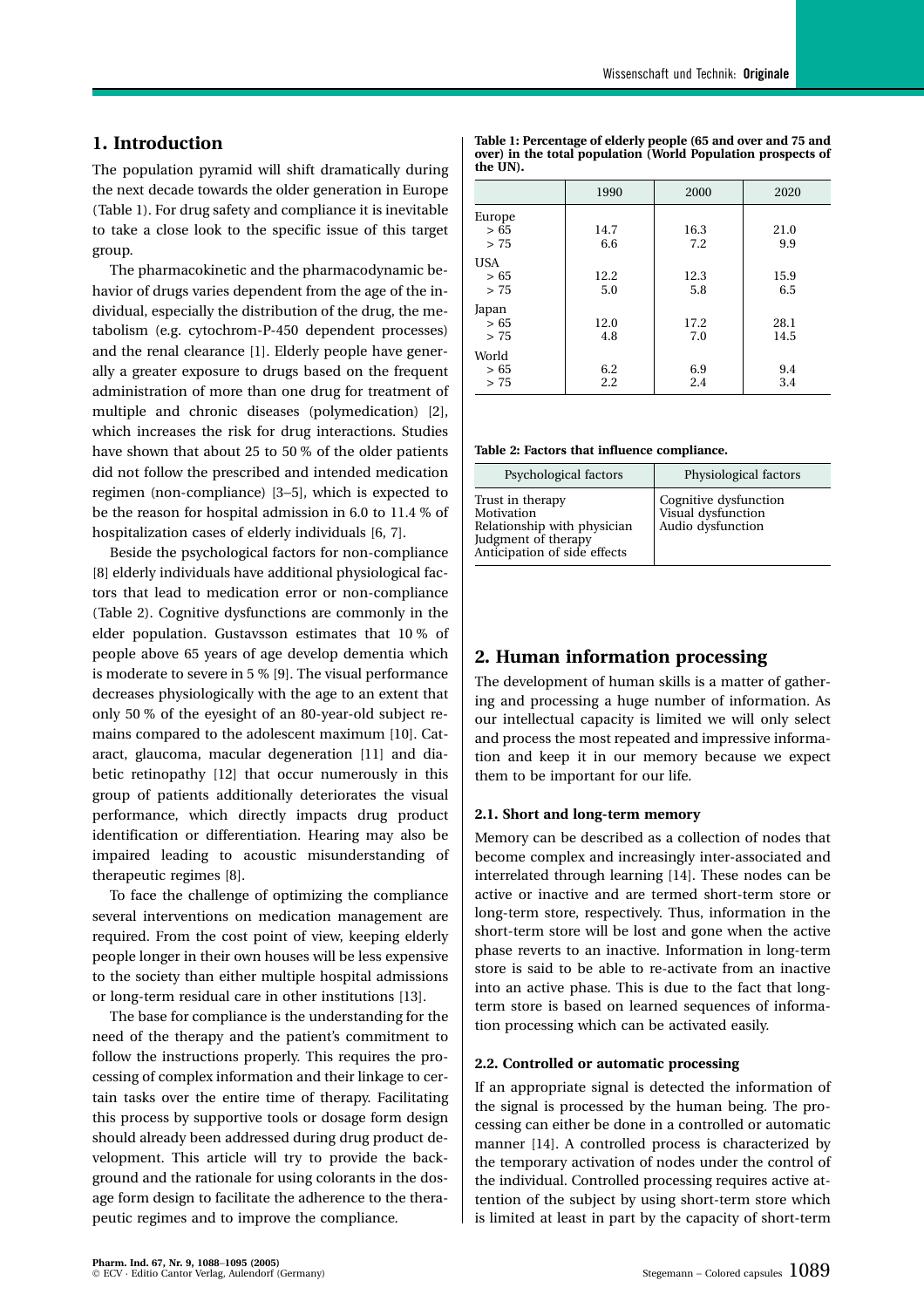## 1. Introduction

The population pyramid will shift dramatically during the next decade towards the older generation in Europe (Table 1). For drug safety and compliance it is inevitable to take a close look to the specific issue of this target group.

The pharmacokinetic and the pharmacodynamic behavior of drugs varies dependent from the age of the individual, especially the distribution of the drug, the metabolism (e.g. cytochrom-P-450 dependent processes) and the renal clearance [1]. Elderly people have generally a greater exposure to drugs based on the frequent administration of more than one drug for treatment of multiple and chronic diseases (polymedication) [2], which increases the risk for drug interactions. Studies have shown that about 25 to 50 % of the older patients did not follow the prescribed and intended medication regimen (non-compliance) [3–5], which is expected to be the reason for hospital admission in 6.0 to 11.4 % of hospitalization cases of elderly individuals [6, 7].

Beside the psychological factors for non-compliance [8] elderly individuals have additional physiological factors that lead to medication error or non-compliance (Table 2). Cognitive dysfunctions are commonly in the elder population. Gustavsson estimates that 10 % of people above 65 years of age develop dementia which is moderate to severe in 5 % [9]. The visual performance decreases physiologically with the age to an extent that only 50 % of the eyesight of an 80-year-old subject remains compared to the adolescent maximum [10]. Cataract, glaucoma, macular degeneration [11] and diabetic retinopathy [12] that occur numerously in this group of patients additionally deteriorates the visual performance, which directly impacts drug product identification or differentiation. Hearing may also be impaired leading to acoustic misunderstanding of therapeutic regimes [8].

To face the challenge of optimizing the compliance several interventions on medication management are required. From the cost point of view, keeping elderly people longer in their own houses will be less expensive to the society than either multiple hospital admissions or long-term residual care in other institutions [13].

The base for compliance is the understanding for the need of the therapy and the patient's commitment to follow the instructions properly. This requires the processing of complex information and their linkage to certain tasks over the entire time of therapy. Facilitating this process by supportive tools or dosage form design should already been addressed during drug product development. This article will try to provide the background and the rationale for using colorants in the dosage form design to facilitate the adherence to the therapeutic regimes and to improve the compliance.

**Table 1: Percentage of elderly people (65 and over and 75 and over) in the total population (World Population prospects of the UN).**

| | 1990 | 2000 | 2020 |
|---|---|---|---|
| Europe | | | |
| > 65 | 14.7 | 16.3 | 21.0 |
| > 75 | 6.6 | 7.2 | 9.9 |
| USA | | | |
| > 65 | 12.2 | 12.3 | 15.9 |
| > 75 | 5.0 | 5.8 | 6.5 |
| Japan | | | |
| > 65 | 12.0 | 17.2 | 28.1 |
| > 75 | 4.8 | 7.0 | 14.5 |
| World | | | |
| > 65 | 6.2 | 6.9 | 9.4 |
| > 75 | 2.2 | 2.4 | 3.4 |

**Table 2: Factors that influence compliance.**

| Psychological factors | Physiological factors |
|---|---|
| Trust in therapy<br>Motivation<br>Relationship with physician<br>Judgment of therapy<br>Anticipation of side effects | Cognitive dysfunction<br>Visual dysfunction<br>Audio dysfunction |

## 2. Human information processing

The development of human skills is a matter of gathering and processing a huge number of information. As our intellectual capacity is limited we will only select and process the most repeated and impressive information and keep it in our memory because we expect them to be important for our life.

### 2.1. Short and long-term memory

Memory can be described as a collection of nodes that become complex and increasingly inter-associated and interrelated through learning [14]. These nodes can be active or inactive and are termed short-term store or long-term store, respectively. Thus, information in the short-term store will be lost and gone when the active phase reverts to an inactive. Information in long-term store is said to be able to re-activate from an inactive into an active phase. This is due to the fact that long-term store is based on learned sequences of information processing which can be activated easily.

### 2.2. Controlled or automatic processing

If an appropriate signal is detected the information of the signal is processed by the human being. The processing can either be done in a controlled or automatic manner [14]. A controlled process is characterized by the temporary activation of nodes under the control of the individual. Controlled processing requires active attention of the subject by using short-term store which is limited at least in part by the capacity of short-term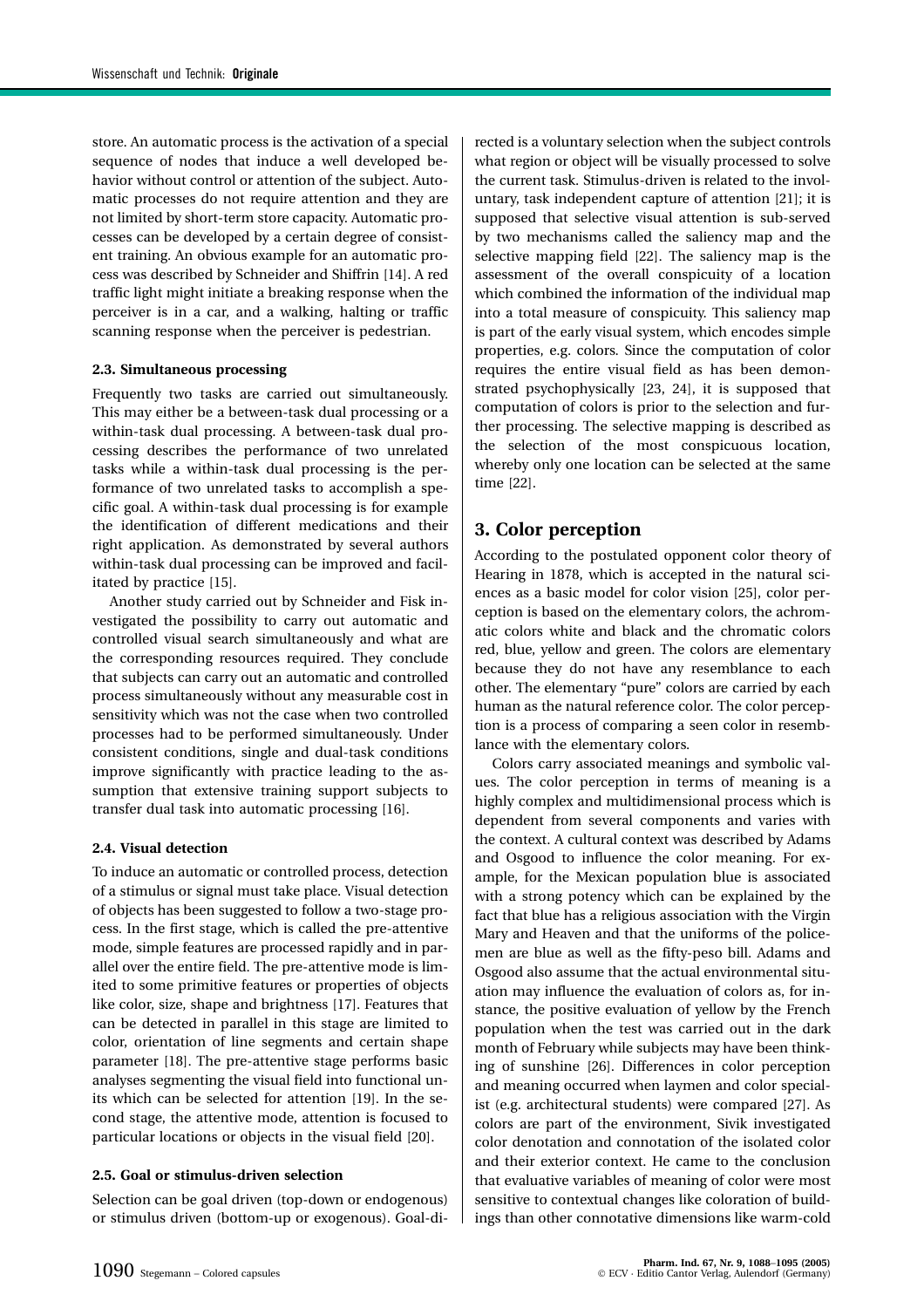store. An automatic process is the activation of a special sequence of nodes that induce a well developed behavior without control or attention of the subject. Automatic processes do not require attention and they are not limited by short-term store capacity. Automatic processes can be developed by a certain degree of consistent training. An obvious example for an automatic process was described by Schneider and Shiffrin [14]. A red traffic light might initiate a breaking response when the perceiver is in a car, and a walking, halting or traffic scanning response when the perceiver is pedestrian.

### 2.3. Simultaneous processing

Frequently two tasks are carried out simultaneously. This may either be a between-task dual processing or a within-task dual processing. A between-task dual processing describes the performance of two unrelated tasks while a within-task dual processing is the performance of two unrelated tasks to accomplish a specific goal. A within-task dual processing is for example the identification of different medications and their right application. As demonstrated by several authors within-task dual processing can be improved and facilitated by practice [15].

Another study carried out by Schneider and Fisk investigated the possibility to carry out automatic and controlled visual search simultaneously and what are the corresponding resources required. They conclude that subjects can carry out an automatic and controlled process simultaneously without any measurable cost in sensitivity which was not the case when two controlled processes had to be performed simultaneously. Under consistent conditions, single and dual-task conditions improve significantly with practice leading to the assumption that extensive training support subjects to transfer dual task into automatic processing [16].

### 2.4. Visual detection

To induce an automatic or controlled process, detection of a stimulus or signal must take place. Visual detection of objects has been suggested to follow a two-stage process. In the first stage, which is called the pre-attentive mode, simple features are processed rapidly and in parallel over the entire field. The pre-attentive mode is limited to some primitive features or properties of objects like color, size, shape and brightness [17]. Features that can be detected in parallel in this stage are limited to color, orientation of line segments and certain shape parameter [18]. The pre-attentive stage performs basic analyses segmenting the visual field into functional units which can be selected for attention [19]. In the second stage, the attentive mode, attention is focused to particular locations or objects in the visual field [20].

### 2.5. Goal or stimulus-driven selection

Selection can be goal driven (top-down or endogenous) or stimulus driven (bottom-up or exogenous). Goal-directed is a voluntary selection when the subject controls what region or object will be visually processed to solve the current task. Stimulus-driven is related to the involuntary, task independent capture of attention [21]; it is supposed that selective visual attention is sub-served by two mechanisms called the saliency map and the selective mapping field [22]. The saliency map is the assessment of the overall conspicuity of a location which combined the information of the individual map into a total measure of conspicuity. This saliency map is part of the early visual system, which encodes simple properties, e.g. colors. Since the computation of color requires the entire visual field as has been demonstrated psychophysically [23, 24], it is supposed that computation of colors is prior to the selection and further processing. The selective mapping is described as the selection of the most conspicuous location, whereby only one location can be selected at the same time [22].

## 3. Color perception

According to the postulated opponent color theory of Hearing in 1878, which is accepted in the natural sciences as a basic model for color vision [25], color perception is based on the elementary colors, the achromatic colors white and black and the chromatic colors red, blue, yellow and green. The colors are elementary because they do not have any resemblance to each other. The elementary "pure" colors are carried by each human as the natural reference color. The color perception is a process of comparing a seen color in resemblance with the elementary colors.

Colors carry associated meanings and symbolic values. The color perception in terms of meaning is a highly complex and multidimensional process which is dependent from several components and varies with the context. A cultural context was described by Adams and Osgood to influence the color meaning. For example, for the Mexican population blue is associated with a strong potency which can be explained by the fact that blue has a religious association with the Virgin Mary and Heaven and that the uniforms of the policemen are blue as well as the fifty-peso bill. Adams and Osgood also assume that the actual environmental situation may influence the evaluation of colors as, for instance, the positive evaluation of yellow by the French population when the test was carried out in the dark month of February while subjects may have been thinking of sunshine [26]. Differences in color perception and meaning occurred when laymen and color specialist (e.g. architectural students) were compared [27]. As colors are part of the environment, Sivik investigated color denotation and connotation of the isolated color and their exterior context. He came to the conclusion that evaluative variables of meaning of color were most sensitive to contextual changes like coloration of buildings than other connotative dimensions like warm-cold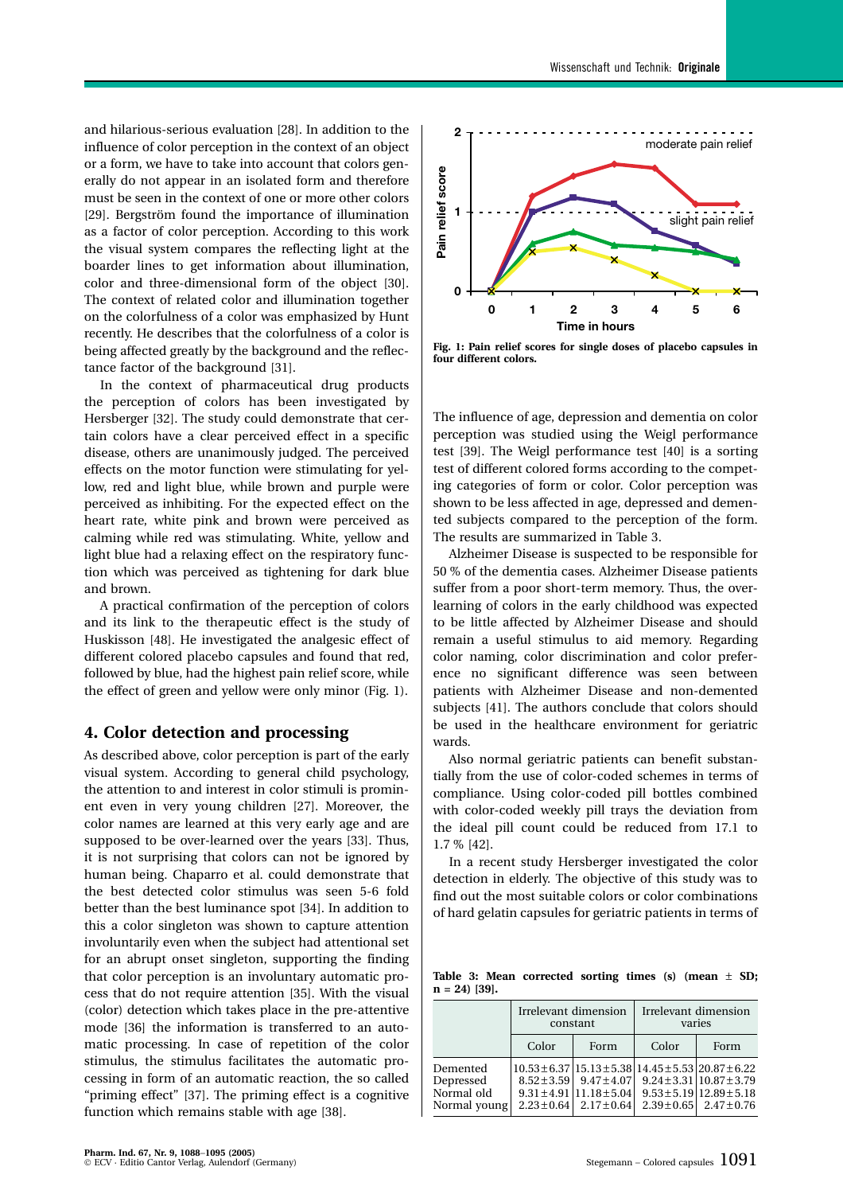and hilarious-serious evaluation [28]. In addition to the influence of color perception in the context of an object or a form, we have to take into account that colors generally do not appear in an isolated form and therefore must be seen in the context of one or more other colors [29]. Bergström found the importance of illumination as a factor of color perception. According to this work the visual system compares the reflecting light at the boarder lines to get information about illumination, color and three-dimensional form of the object [30]. The context of related color and illumination together on the colorfulness of a color was emphasized by Hunt recently. He describes that the colorfulness of a color is being affected greatly by the background and the reflectance factor of the background [31].

In the context of pharmaceutical drug products the perception of colors has been investigated by Hersberger [32]. The study could demonstrate that certain colors have a clear perceived effect in a specific disease, others are unanimously judged. The perceived effects on the motor function were stimulating for yellow, red and light blue, while brown and purple were perceived as inhibiting. For the expected effect on the heart rate, white pink and brown were perceived as calming while red was stimulating. White, yellow and light blue had a relaxing effect on the respiratory function which was perceived as tightening for dark blue and brown.

A practical confirmation of the perception of colors and its link to the therapeutic effect is the study of Huskisson [48]. He investigated the analgesic effect of different colored placebo capsules and found that red, followed by blue, had the highest pain relief score, while the effect of green and yellow were only minor (Fig. 1).

Fig. 1: Pain relief scores for single doses of placebo capsules in four different colors.

## 4. Color detection and processing

As described above, color perception is part of the early visual system. According to general child psychology, the attention to and interest in color stimuli is prominent even in very young children [27]. Moreover, the color names are learned at this very early age and are supposed to be over-learned over the years [33]. Thus, it is not surprising that colors can not be ignored by human being. Chaparro et al. could demonstrate that the best detected color stimulus was seen 5-6 fold better than the best luminance spot [34]. In addition to this a color singleton was shown to capture attention involuntarily even when the subject had attentional set for an abrupt onset singleton, supporting the finding that color perception is an involuntary automatic process that do not require attention [35]. With the visual (color) detection which takes place in the pre-attentive mode [36] the information is transferred to an automatic processing. In case of repetition of the color stimulus, the stimulus facilitates the automatic processing in form of an automatic reaction, the so called "priming effect" [37]. The priming effect is a cognitive function which remains stable with age [38].

The influence of age, depression and dementia on color perception was studied using the Weigl performance test [39]. The Weigl performance test [40] is a sorting test of different colored forms according to the competing categories of form or color. Color perception was shown to be less affected in age, depressed and demented subjects compared to the perception of the form. The results are summarized in Table 3.

Alzheimer Disease is suspected to be responsible for 50 % of the dementia cases. Alzheimer Disease patients suffer from a poor short-term memory. Thus, the overlearning of colors in the early childhood was expected to be little affected by Alzheimer Disease and should remain a useful stimulus to aid memory. Regarding color naming, color discrimination and color preference no significant difference was seen between patients with Alzheimer Disease and non-demented subjects [41]. The authors conclude that colors should be used in the healthcare environment for geriatric wards.

Also normal geriatric patients can benefit substantially from the use of color-coded schemes in terms of compliance. Using color-coded pill bottles combined with color-coded weekly pill trays the deviation from the ideal pill count could be reduced from 17.1 to 1.7 % [42].

In a recent study Hersberger investigated the color detection in elderly. The objective of this study was to find out the most suitable colors or color combinations of hard gelatin capsules for geriatric patients in terms of

**Table 3: Mean corrected sorting times (s) (mean ± SD; n = 24) [39].**

| | Irrelevant dimension constant | | Irrelevant dimension varies | |
|---|---|---|---|---|
| | Color | Form | Color | Form |
| Demented | 10.53 ± 6.37 | 15.13 ± 5.38 | 14.45 ± 5.53 | 20.87 ± 6.22 |
| Depressed | 8.52 ± 3.59 | 9.47 ± 4.07 | 9.24 ± 3.31 | 10.87 ± 3.79 |
| Normal old | 9.31 ± 4.91 | 11.18 ± 5.04 | 9.53 ± 5.19 | 12.89 ± 5.18 |
| Normal young | 2.23 ± 0.64 | 2.17 ± 0.64 | 2.39 ± 0.65 | 2.47 ± 0.76 |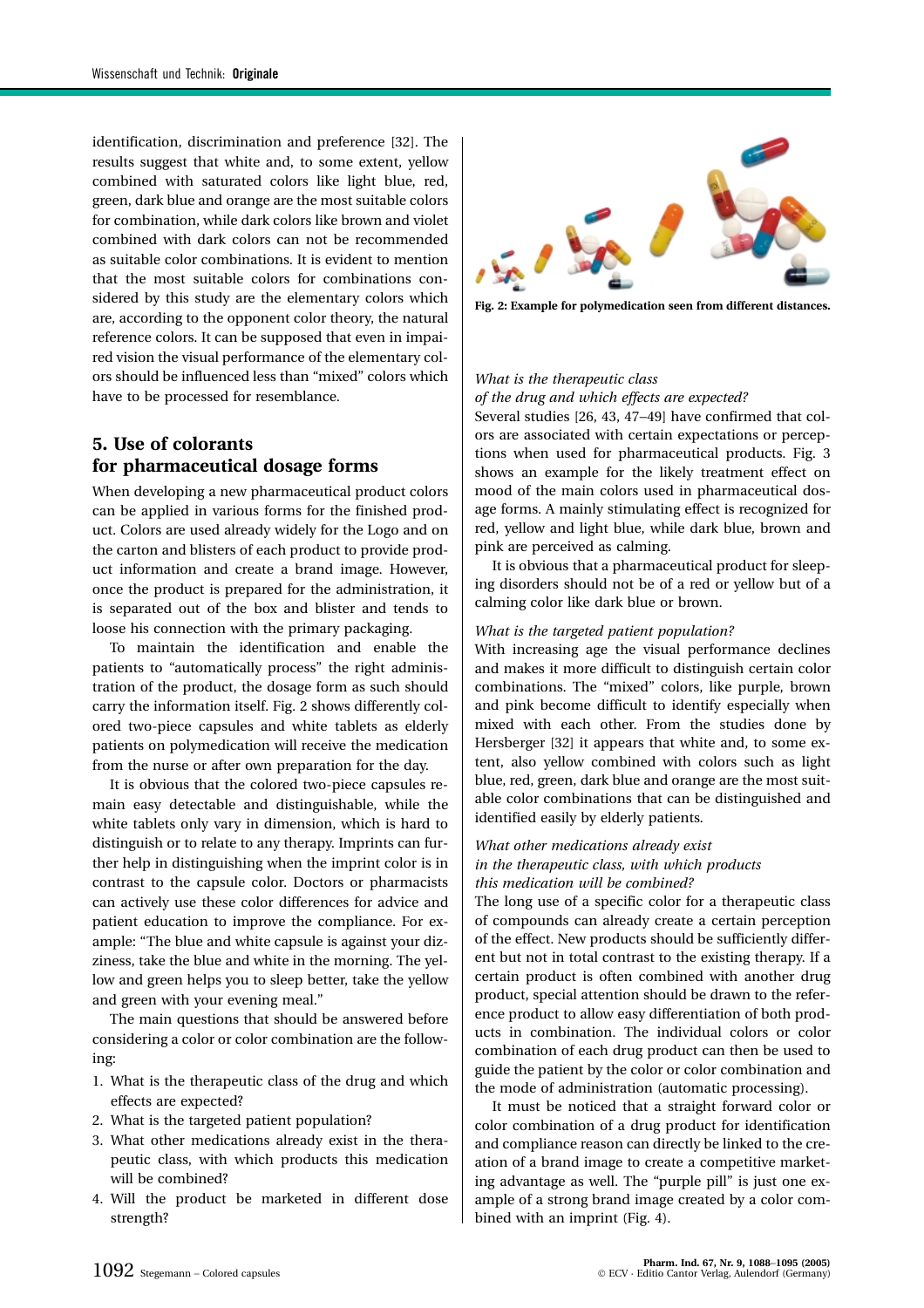identification, discrimination and preference [32]. The results suggest that white and, to some extent, yellow combined with saturated colors like light blue, red, green, dark blue and orange are the most suitable colors for combination, while dark colors like brown and violet combined with dark colors can not be recommended as suitable color combinations. It is evident to mention that the most suitable colors for combinations considered by this study are the elementary colors which are, according to the opponent color theory, the natural reference colors. It can be supposed that even in impaired vision the visual performance of the elementary colors should be influenced less than "mixed" colors which have to be processed for resemblance.

## 5. Use of colorants for pharmaceutical dosage forms

When developing a new pharmaceutical product colors can be applied in various forms for the finished product. Colors are used already widely for the Logo and on the carton and blisters of each product to provide product information and create a brand image. However, once the product is prepared for the administration, it is separated out of the box and blister and tends to loose his connection with the primary packaging.

To maintain the identification and enable the patients to "automatically process" the right administration of the product, the dosage form as such should carry the information itself. Fig. 2 shows differently colored two-piece capsules and white tablets as elderly patients on polymedication will receive the medication from the nurse or after own preparation for the day.

It is obvious that the colored two-piece capsules remain easy detectable and distinguishable, while the white tablets only vary in dimension, which is hard to distinguish or to relate to any therapy. Imprints can further help in distinguishing when the imprint color is in contrast to the capsule color. Doctors or pharmacists can actively use these color differences for advice and patient education to improve the compliance. For example: "The blue and white capsule is against your dizziness, take the blue and white in the morning. The yellow and green helps you to sleep better, take the yellow and green with your evening meal."

The main questions that should be answered before considering a color or color combination are the following:

1. What is the therapeutic class of the drug and which effects are expected?
2. What is the targeted patient population?
3. What other medications already exist in the therapeutic class, with which products this medication will be combined?
4. Will the product be marketed in different dose strength?

**Fig. 2: Example for polymedication seen from different distances.**

*What is the therapeutic class of the drug and which effects are expected?*

Several studies [26, 43, 47–49] have confirmed that colors are associated with certain expectations or perceptions when used for pharmaceutical products. Fig. 3 shows an example for the likely treatment effect on mood of the main colors used in pharmaceutical dosage forms. A mainly stimulating effect is recognized for red, yellow and light blue, while dark blue, brown and pink are perceived as calming.

It is obvious that a pharmaceutical product for sleeping disorders should not be of a red or yellow but of a calming color like dark blue or brown.

*What is the targeted patient population?*

With increasing age the visual performance declines and makes it more difficult to distinguish certain color combinations. The "mixed" colors, like purple, brown and pink become difficult to identify especially when mixed with each other. From the studies done by Hersberger [32] it appears that white and, to some extent, also yellow combined with colors such as light blue, red, green, dark blue and orange are the most suitable color combinations that can be distinguished and identified easily by elderly patients.

*What other medications already exist in the therapeutic class, with which products this medication will be combined?*

The long use of a specific color for a therapeutic class of compounds can already create a certain perception of the effect. New products should be sufficiently different but not in total contrast to the existing therapy. If a certain product is often combined with another drug product, special attention should be drawn to the reference product to allow easy differentiation of both products in combination. The individual colors or color combination of each drug product can then be used to guide the patient by the color or color combination and the mode of administration (automatic processing).

It must be noticed that a straight forward color or color combination of a drug product for identification and compliance reason can directly be linked to the creation of a brand image to create a competitive marketing advantage as well. The "purple pill" is just one example of a strong brand image created by a color combined with an imprint (Fig. 4).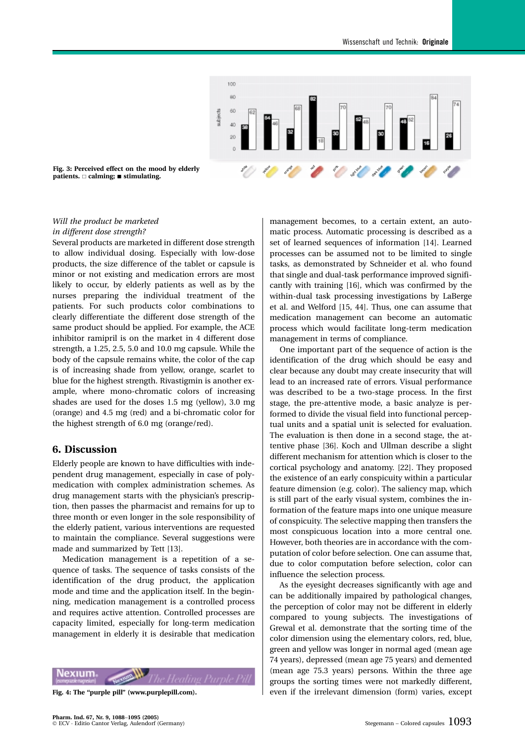Fig. 3: Perceived effect on the mood by elderly patients. □ calming; ■ stimulating.

*Will the product be marketed in different dose strength?*

Several products are marketed in different dose strength to allow individual dosing. Especially with low-dose products, the size difference of the tablet or capsule is minor or not existing and medication errors are most likely to occur, by elderly patients as well as by the nurses preparing the individual treatment of the patients. For such products color combinations to clearly differentiate the different dose strength of the same product should be applied. For example, the ACE inhibitor ramipril is on the market in 4 different dose strength, a 1.25, 2.5, 5.0 and 10.0 mg capsule. While the body of the capsule remains white, the color of the cap is of increasing shade from yellow, orange, scarlet to blue for the highest strength. Rivastigmin is another example, where mono-chromatic colors of increasing shades are used for the doses 1.5 mg (yellow), 3.0 mg (orange) and 4.5 mg (red) and a bi-chromatic color for the highest strength of 6.0 mg (orange/red).

## 6. Discussion

Elderly people are known to have difficulties with independent drug management, especially in case of polymedication with complex administration schemes. As drug management starts with the physician's prescription, then passes the pharmacist and remains for up to three month or even longer in the sole responsibility of the elderly patient, various interventions are requested to maintain the compliance. Several suggestions were made and summarized by Tett [13].

Medication management is a repetition of a sequence of tasks. The sequence of tasks consists of the identification of the drug product, the application mode and time and the application itself. In the beginning, medication management is a controlled process and requires active attention. Controlled processes are capacity limited, especially for long-term medication management in elderly it is desirable that medication management becomes, to a certain extent, an automatic process. Automatic processing is described as a set of learned sequences of information [14]. Learned processes can be assumed not to be limited to single tasks, as demonstrated by Schneider et al. who found that single and dual-task performance improved significantly with training [16], which was confirmed by the within-dual task processing investigations by LaBerge et al. and Welford [15, 44]. Thus, one can assume that medication management can become an automatic process which would facilitate long-term medication management in terms of compliance.

One important part of the sequence of action is the identification of the drug which should be easy and clear because any doubt may create insecurity that will lead to an increased rate of errors. Visual performance was described to be a two-stage process. In the first stage, the pre-attentive mode, a basic analyze is performed to divide the visual field into functional perceptual units and a spatial unit is selected for evaluation. The evaluation is then done in a second stage, the attentive phase [36]. Koch and Ullman describe a slight different mechanism for attention which is closer to the cortical psychology and anatomy. [22]. They proposed the existence of an early conspicuity within a particular feature dimension (e.g. color). The saliency map, which is still part of the early visual system, combines the information of the feature maps into one unique measure of conspicuity. The selective mapping then transfers the most conspicuous location into a more central one. However, both theories are in accordance with the computation of color before selection. One can assume that, due to color computation before selection, color can influence the selection process.

As the eyesight decreases significantly with age and can be additionally impaired by pathological changes, the perception of color may not be different in elderly compared to young subjects. The investigations of Grewal et al. demonstrate that the sorting time of the color dimension using the elementary colors, red, blue, green and yellow was longer in normal aged (mean age 74 years), depressed (mean age 75 years) and demented (mean age 75.3 years) persons. Within the three age groups the sorting times were not markedly different, even if the irrelevant dimension (form) varies, except

Fig. 4: The "purple pill" (www.purplepill.com).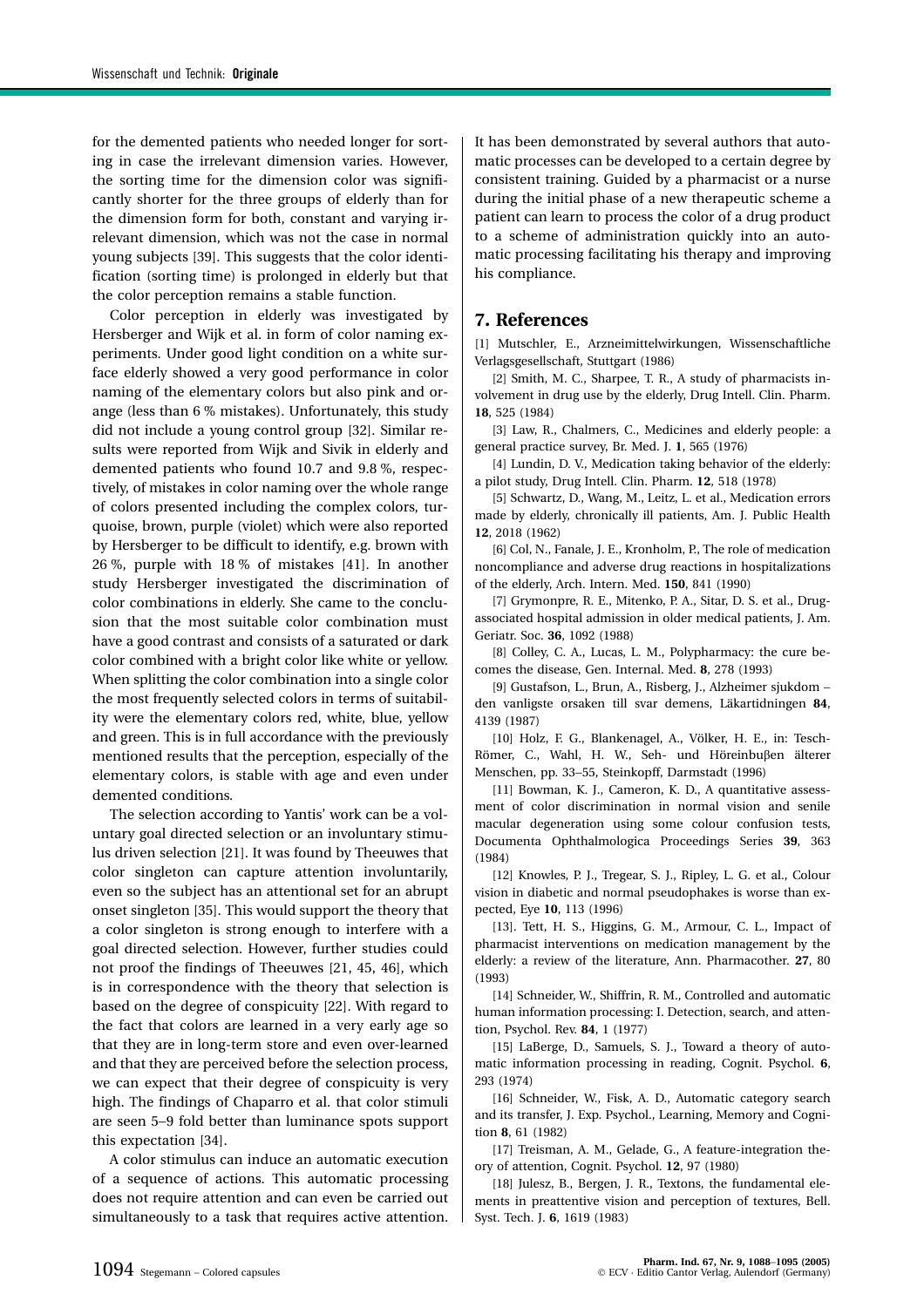for the demented patients who needed longer for sorting in case the irrelevant dimension varies. However, the sorting time for the dimension color was significantly shorter for the three groups of elderly than for the dimension form for both, constant and varying irrelevant dimension, which was not the case in normal young subjects [39]. This suggests that the color identification (sorting time) is prolonged in elderly but that the color perception remains a stable function.

Color perception in elderly was investigated by Hersberger and Wijk et al. in form of color naming experiments. Under good light condition on a white surface elderly showed a very good performance in color naming of the elementary colors but also pink and orange (less than 6 % mistakes). Unfortunately, this study did not include a young control group [32]. Similar results were reported from Wijk and Sivik in elderly and demented patients who found 10.7 and 9.8 %, respectively, of mistakes in color naming over the whole range of colors presented including the complex colors, turquoise, brown, purple (violet) which were also reported by Hersberger to be difficult to identify, e.g. brown with 26 %, purple with 18 % of mistakes [41]. In another study Hersberger investigated the discrimination of color combinations in elderly. She came to the conclusion that the most suitable color combination must have a good contrast and consists of a saturated or dark color combined with a bright color like white or yellow. When splitting the color combination into a single color the most frequently selected colors in terms of suitability were the elementary colors red, white, blue, yellow and green. This is in full accordance with the previously mentioned results that the perception, especially of the elementary colors, is stable with age and even under demented conditions.

The selection according to Yantis' work can be a voluntary goal directed selection or an involuntary stimulus driven selection [21]. It was found by Theeuwes that color singleton can capture attention involuntarily, even so the subject has an attentional set for an abrupt onset singleton [35]. This would support the theory that a color singleton is strong enough to interfere with a goal directed selection. However, further studies could not proof the findings of Theeuwes [21, 45, 46], which is in correspondence with the theory that selection is based on the degree of conspicuity [22]. With regard to the fact that colors are learned in a very early age so that they are in long-term store and even over-learned and that they are perceived before the selection process, we can expect that their degree of conspicuity is very high. The findings of Chaparro et al. that color stimuli are seen 5–9 fold better than luminance spots support this expectation [34].

A color stimulus can induce an automatic execution of a sequence of actions. This automatic processing does not require attention and can even be carried out simultaneously to a task that requires active attention. It has been demonstrated by several authors that automatic processes can be developed to a certain degree by consistent training. Guided by a pharmacist or a nurse during the initial phase of a new therapeutic scheme a patient can learn to process the color of a drug product to a scheme of administration quickly into an automatic processing facilitating his therapy and improving his compliance.

## 7. References

[1] Mutschler, E., Arzneimittelwirkungen, Wissenschaftliche Verlagsgesellschaft, Stuttgart (1986)

[2] Smith, M. C., Sharpee, T. R., A study of pharmacists involvement in drug use by the elderly, Drug Intell. Clin. Pharm. **18**, 525 (1984)

[3] Law, R., Chalmers, C., Medicines and elderly people: a general practice survey, Br. Med. J. **1**, 565 (1976)

[4] Lundin, D. V., Medication taking behavior of the elderly: a pilot study, Drug Intell. Clin. Pharm. **12**, 518 (1978)

[5] Schwartz, D., Wang, M., Leitz, L. et al., Medication errors made by elderly, chronically ill patients, Am. J. Public Health **12**, 2018 (1962)

[6] Col, N., Fanale, J. E., Kronholm, P., The role of medication noncompliance and adverse drug reactions in hospitalizations of the elderly, Arch. Intern. Med. **150**, 841 (1990)

[7] Grymonpre, R. E., Mitenko, P. A., Sitar, D. S. et al., Drug-associated hospital admission in older medical patients, J. Am. Geriatr. Soc. **36**, 1092 (1988)

[8] Colley, C. A., Lucas, L. M., Polypharmacy: the cure becomes the disease, Gen. Internal. Med. **8**, 278 (1993)

[9] Gustafson, L., Brun, A., Risberg, J., Alzheimer sjukdom – den vanligste orsaken till svar demens, Läkartidningen **84**, 4139 (1987)

[10] Holz, F. G., Blankenagel, A., Völker, H. E., in: Tesch-Römer, C., Wahl, H. W., Seh- und Höreinbuβen älterer Menschen, pp. 33–55, Steinkopff, Darmstadt (1996)

[11] Bowman, K. J., Cameron, K. D., A quantitative assessment of color discrimination in normal vision and senile macular degeneration using some colour confusion tests, Documenta Ophthalmologica Proceedings Series **39**, 363 (1984)

[12] Knowles, P. J., Tregear, S. J., Ripley, L. G. et al., Colour vision in diabetic and normal pseudophakes is worse than expected, Eye **10**, 113 (1996)

[13]. Tett, H. S., Higgins, G. M., Armour, C. L., Impact of pharmacist interventions on medication management by the elderly: a review of the literature, Ann. Pharmacother. **27**, 80 (1993)

[14] Schneider, W., Shiffrin, R. M., Controlled and automatic human information processing: I. Detection, search, and attention, Psychol. Rev. **84**, 1 (1977)

[15] LaBerge, D., Samuels, S. J., Toward a theory of automatic information processing in reading, Cognit. Psychol. **6**, 293 (1974)

[16] Schneider, W., Fisk, A. D., Automatic category search and its transfer, J. Exp. Psychol., Learning, Memory and Cognition **8**, 61 (1982)

[17] Treisman, A. M., Gelade, G., A feature-integration theory of attention, Cognit. Psychol. **12**, 97 (1980)

[18] Julesz, B., Bergen, J. R., Textons, the fundamental elements in preattentive vision and perception of textures, Bell. Syst. Tech. J. **6**, 1619 (1983)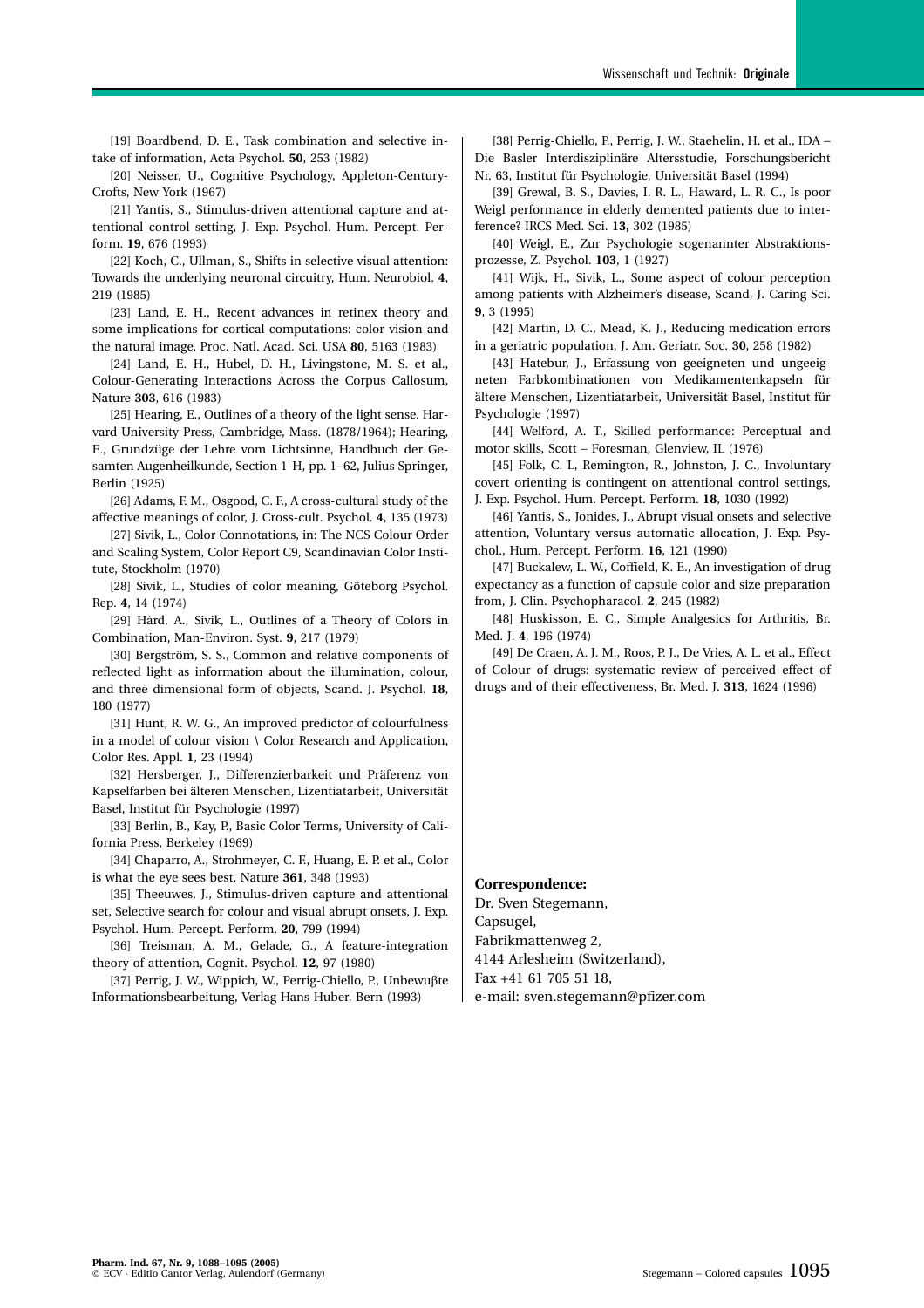[19] Boardbend, D. E., Task combination and selective intake of information, Acta Psychol. **50**, 253 (1982)

[20] Neisser, U., Cognitive Psychology, Appleton-Century-Crofts, New York (1967)

[21] Yantis, S., Stimulus-driven attentional capture and attentional control setting, J. Exp. Psychol. Hum. Percept. Perform. **19**, 676 (1993)

[22] Koch, C., Ullman, S., Shifts in selective visual attention: Towards the underlying neuronal circuitry, Hum. Neurobiol. **4**, 219 (1985)

[23] Land, E. H., Recent advances in retinex theory and some implications for cortical computations: color vision and the natural image, Proc. Natl. Acad. Sci. USA **80**, 5163 (1983)

[24] Land, E. H., Hubel, D. H., Livingstone, M. S. et al., Colour-Generating Interactions Across the Corpus Callosum, Nature **303**, 616 (1983)

[25] Hearing, E., Outlines of a theory of the light sense. Harvard University Press, Cambridge, Mass. (1878/1964); Hearing, E., Grundzüge der Lehre vom Lichtsinne, Handbuch der Gesamten Augenheilkunde, Section 1-H, pp. 1–62, Julius Springer, Berlin (1925)

[26] Adams, F. M., Osgood, C. F., A cross-cultural study of the affective meanings of color, J. Cross-cult. Psychol. **4**, 135 (1973)

[27] Sivik, L., Color Connotations, in: The NCS Colour Order and Scaling System, Color Report C9, Scandinavian Color Institute, Stockholm (1970)

[28] Sivik, L., Studies of color meaning, Göteborg Psychol. Rep. **4**, 14 (1974)

[29] Hård, A., Sivik, L., Outlines of a Theory of Colors in Combination, Man-Environ. Syst. **9**, 217 (1979)

[30] Bergström, S. S., Common and relative components of reflected light as information about the illumination, colour, and three dimensional form of objects, Scand. J. Psychol. **18**, 180 (1977)

[31] Hunt, R. W. G., An improved predictor of colourfulness in a model of colour vision \ Color Research and Application, Color Res. Appl. **1**, 23 (1994)

[32] Hersberger, J., Differenzierbarkeit und Präferenz von Kapselfarben bei älteren Menschen, Lizentiatarbeit, Universität Basel, Institut für Psychologie (1997)

[33] Berlin, B., Kay, P., Basic Color Terms, University of California Press, Berkeley (1969)

[34] Chaparro, A., Strohmeyer, C. F., Huang, E. P. et al., Color is what the eye sees best, Nature **361**, 348 (1993)

[35] Theeuwes, J., Stimulus-driven capture and attentional set, Selective search for colour and visual abrupt onsets, J. Exp. Psychol. Hum. Percept. Perform. **20**, 799 (1994)

[36] Treisman, A. M., Gelade, G., A feature-integration theory of attention, Cognit. Psychol. **12**, 97 (1980)

[37] Perrig, J. W., Wippich, W., Perrig-Chiello, P., Unbewuβte Informationsbearbeitung, Verlag Hans Huber, Bern (1993)

[38] Perrig-Chiello, P., Perrig, J. W., Staehelin, H. et al., IDA – Die Basler Interdisziplinäre Altersstudie, Forschungsbericht Nr. 63, Institut für Psychologie, Universität Basel (1994)

[39] Grewal, B. S., Davies, I. R. L., Haward, L. R. C., Is poor Weigl performance in elderly demented patients due to interference? IRCS Med. Sci. **13,** 302 (1985)

[40] Weigl, E., Zur Psychologie sogenannter Abstraktionsprozesse, Z. Psychol. **103**, 1 (1927)

[41] Wijk, H., Sivik, L., Some aspect of colour perception among patients with Alzheimer's disease, Scand, J. Caring Sci. **9**, 3 (1995)

[42] Martin, D. C., Mead, K. J., Reducing medication errors in a geriatric population, J. Am. Geriatr. Soc. **30**, 258 (1982)

[43] Hatebur, J., Erfassung von geeigneten und ungeeigneten Farbkombinationen von Medikamentenkapseln für ältere Menschen, Lizentiatarbeit, Universität Basel, Institut für Psychologie (1997)

[44] Welford, A. T., Skilled performance: Perceptual and motor skills, Scott – Foresman, Glenview, IL (1976)

[45] Folk, C. L, Remington, R., Johnston, J. C., Involuntary covert orienting is contingent on attentional control settings, J. Exp. Psychol. Hum. Percept. Perform. **18**, 1030 (1992)

[46] Yantis, S., Jonides, J., Abrupt visual onsets and selective attention, Voluntary versus automatic allocation, J. Exp. Psychol., Hum. Percept. Perform. **16**, 121 (1990)

[47] Buckalew, L. W., Coffield, K. E., An investigation of drug expectancy as a function of capsule color and size preparation from, J. Clin. Psychopharacol. **2**, 245 (1982)

[48] Huskisson, E. C., Simple Analgesics for Arthritis, Br. Med. J. **4**, 196 (1974)

[49] De Craen, A. J. M., Roos, P. J., De Vries, A. L. et al., Effect of Colour of drugs: systematic review of perceived effect of drugs and of their effectiveness, Br. Med. J. **313**, 1624 (1996)

**Correspondence:**
Dr. Sven Stegemann,
Capsugel,
Fabrikmattenweg 2,
4144 Arlesheim (Switzerland),
Fax +41 61 705 51 18,
e-mail: sven.stegemann@pfizer.com